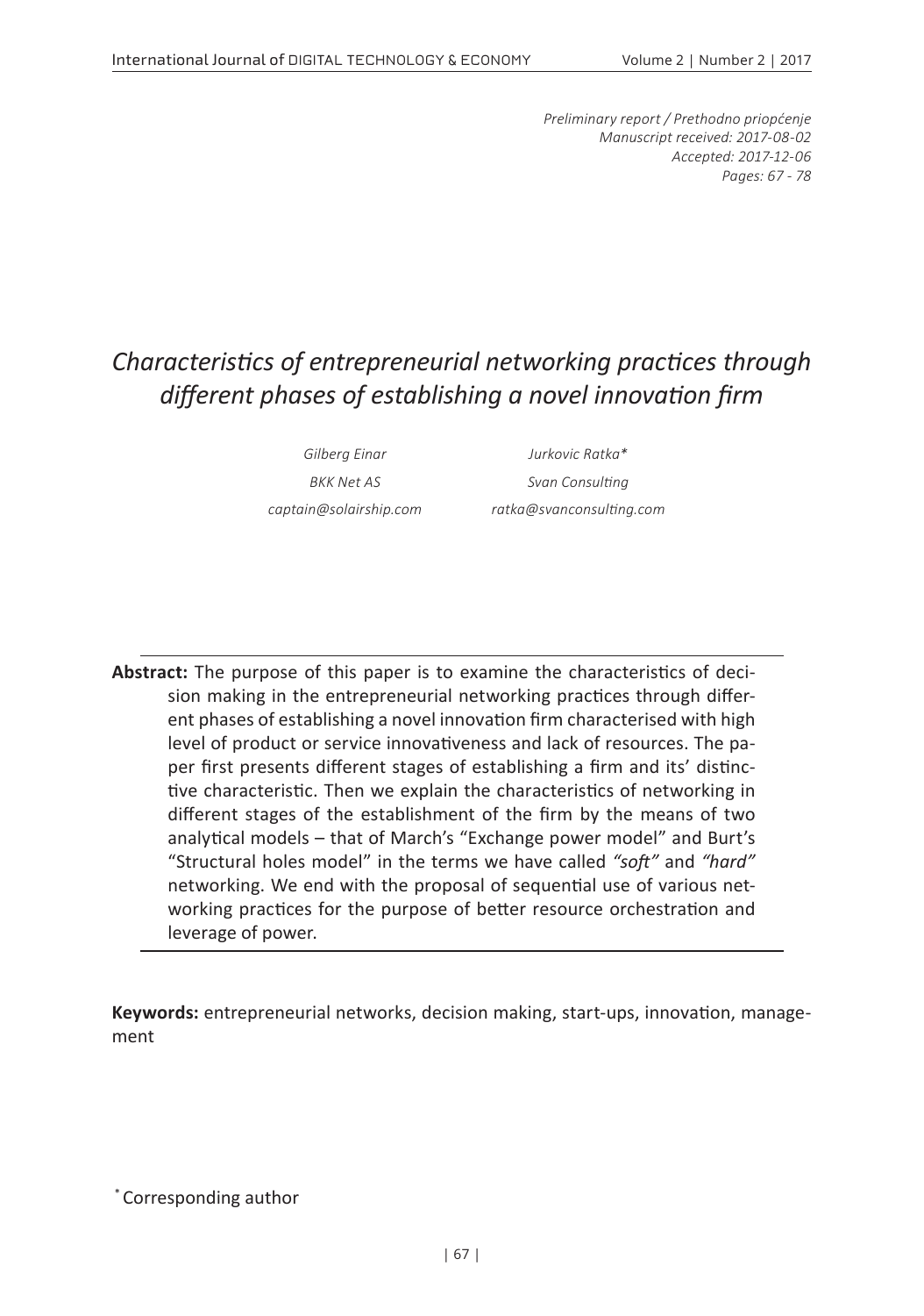*Preliminary report / Prethodno priopćenje*
*Manuscript received: 2017-08-02*
*Accepted: 2017-12-06*
*Pages: 67 - 78*

# *Characteristics of entrepreneurial networking practices through different phases of establishing a novel innovation firm*

*Gilberg Einar*
*BKK Net AS*
*captain@solairship.com*

*Jurkovic Ratka**
*Svan Consulting*
*ratka@svanconsulting.com*

**Abstract:** The purpose of this paper is to examine the characteristics of decision making in the entrepreneurial networking practices through different phases of establishing a novel innovation firm characterised with high level of product or service innovativeness and lack of resources. The paper first presents different stages of establishing a firm and its' distinctive characteristic. Then we explain the characteristics of networking in different stages of the establishment of the firm by the means of two analytical models – that of March's "Exchange power model" and Burt's "Structural holes model" in the terms we have called *"soft"* and *"hard"* networking. We end with the proposal of sequential use of various networking practices for the purpose of better resource orchestration and leverage of power.

**Keywords:** entrepreneurial networks, decision making, start-ups, innovation, management

* Corresponding author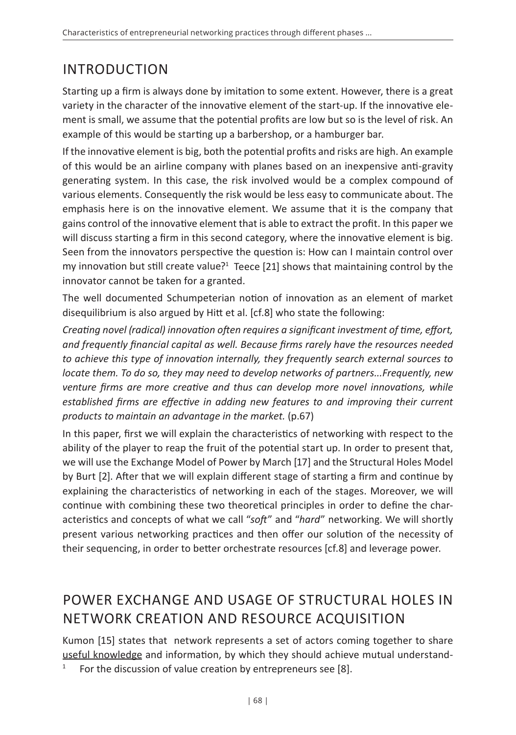## INTRODUCTION

Starting up a firm is always done by imitation to some extent. However, there is a great variety in the character of the innovative element of the start-up. If the innovative element is small, we assume that the potential profits are low but so is the level of risk. An example of this would be starting up a barbershop, or a hamburger bar.

If the innovative element is big, both the potential profits and risks are high. An example of this would be an airline company with planes based on an inexpensive anti-gravity generating system. In this case, the risk involved would be a complex compound of various elements. Consequently the risk would be less easy to communicate about. The emphasis here is on the innovative element. We assume that it is the company that gains control of the innovative element that is able to extract the profit. In this paper we will discuss starting a firm in this second category, where the innovative element is big. Seen from the innovators perspective the question is: How can I maintain control over my innovation but still create value?[1] Teece [21] shows that maintaining control by the innovator cannot be taken for a granted.

The well documented Schumpeterian notion of innovation as an element of market disequilibrium is also argued by Hitt et al. [cf.8] who state the following:

*Creating novel (radical) innovation often requires a significant investment of time, effort, and frequently financial capital as well. Because firms rarely have the resources needed to achieve this type of innovation internally, they frequently search external sources to locate them. To do so, they may need to develop networks of partners...Frequently, new venture firms are more creative and thus can develop more novel innovations, while established firms are effective in adding new features to and improving their current products to maintain an advantage in the market.* (p.67)

In this paper, first we will explain the characteristics of networking with respect to the ability of the player to reap the fruit of the potential start up. In order to present that, we will use the Exchange Model of Power by March [17] and the Structural Holes Model by Burt [2]. After that we will explain different stage of starting a firm and continue by explaining the characteristics of networking in each of the stages. Moreover, we will continue with combining these two theoretical principles in order to define the characteristics and concepts of what we call "*soft*" and "*hard*" networking. We will shortly present various networking practices and then offer our solution of the necessity of their sequencing, in order to better orchestrate resources [cf.8] and leverage power.

## POWER EXCHANGE AND USAGE OF STRUCTURAL HOLES IN NETWORK CREATION AND RESOURCE ACQUISITION

Kumon [15] states that network represents a set of actors coming together to share <u>useful knowledge</u> and information, by which they should achieve mutual understand-

[1] For the discussion of value creation by entrepreneurs see [8].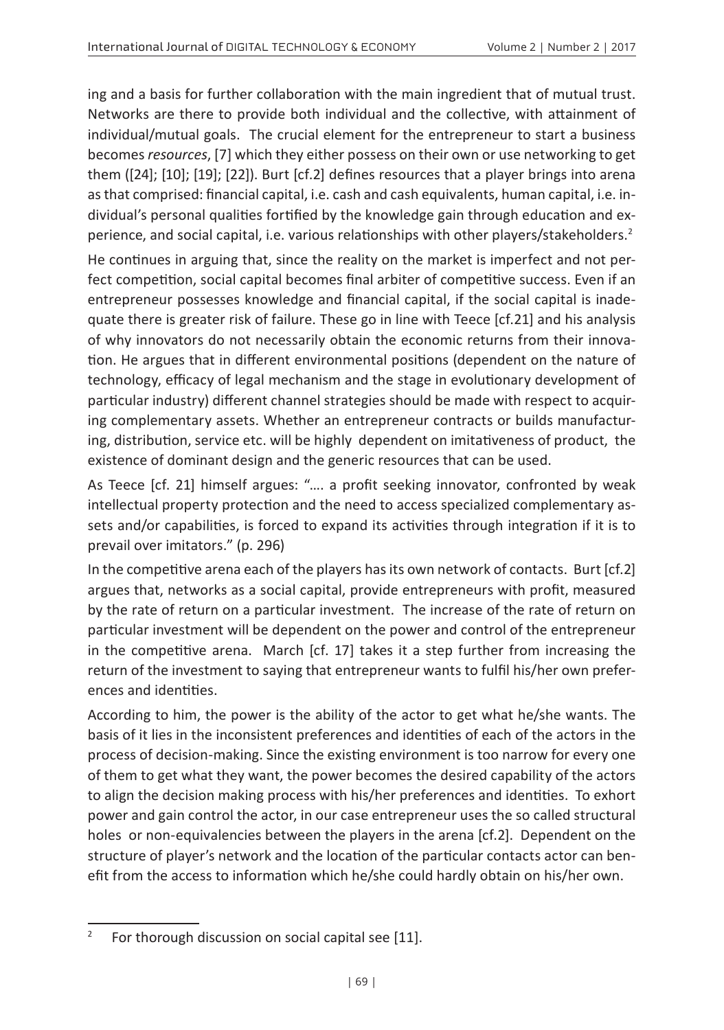ing and a basis for further collaboration with the main ingredient that of mutual trust. Networks are there to provide both individual and the collective, with attainment of individual/mutual goals. The crucial element for the entrepreneur to start a business becomes *resources*, [7] which they either possess on their own or use networking to get them ([24]; [10]; [19]; [22]). Burt [cf.2] defines resources that a player brings into arena as that comprised: financial capital, i.e. cash and cash equivalents, human capital, i.e. individual's personal qualities fortified by the knowledge gain through education and experience, and social capital, i.e. various relationships with other players/stakeholders.[2]

He continues in arguing that, since the reality on the market is imperfect and not perfect competition, social capital becomes final arbiter of competitive success. Even if an entrepreneur possesses knowledge and financial capital, if the social capital is inadequate there is greater risk of failure. These go in line with Teece [cf.21] and his analysis of why innovators do not necessarily obtain the economic returns from their innovation. He argues that in different environmental positions (dependent on the nature of technology, efficacy of legal mechanism and the stage in evolutionary development of particular industry) different channel strategies should be made with respect to acquiring complementary assets. Whether an entrepreneur contracts or builds manufacturing, distribution, service etc. will be highly dependent on imitativeness of product, the existence of dominant design and the generic resources that can be used.

As Teece [cf. 21] himself argues: "…. a profit seeking innovator, confronted by weak intellectual property protection and the need to access specialized complementary assets and/or capabilities, is forced to expand its activities through integration if it is to prevail over imitators." (p. 296)

In the competitive arena each of the players has its own network of contacts. Burt [cf.2] argues that, networks as a social capital, provide entrepreneurs with profit, measured by the rate of return on a particular investment. The increase of the rate of return on particular investment will be dependent on the power and control of the entrepreneur in the competitive arena. March [cf. 17] takes it a step further from increasing the return of the investment to saying that entrepreneur wants to fulfil his/her own preferences and identities.

According to him, the power is the ability of the actor to get what he/she wants. The basis of it lies in the inconsistent preferences and identities of each of the actors in the process of decision-making. Since the existing environment is too narrow for every one of them to get what they want, the power becomes the desired capability of the actors to align the decision making process with his/her preferences and identities. To exhort power and gain control the actor, in our case entrepreneur uses the so called structural holes or non-equivalencies between the players in the arena [cf.2]. Dependent on the structure of player's network and the location of the particular contacts actor can benefit from the access to information which he/she could hardly obtain on his/her own.

[2] For thorough discussion on social capital see [11].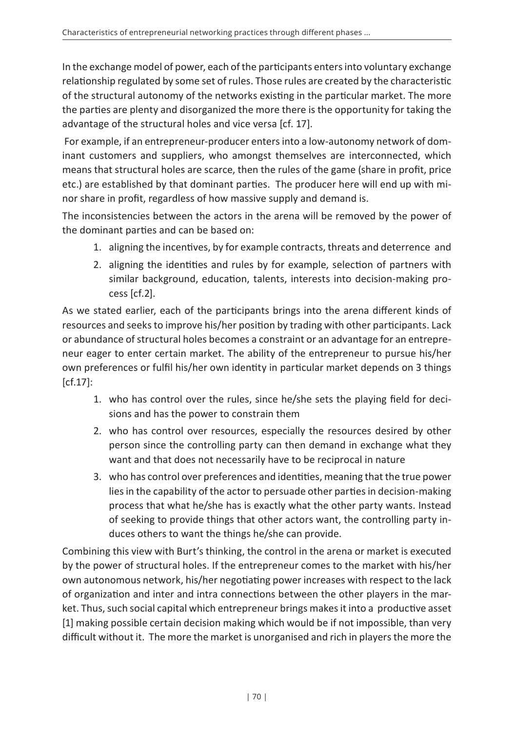In the exchange model of power, each of the participants enters into voluntary exchange relationship regulated by some set of rules. Those rules are created by the characteristic of the structural autonomy of the networks existing in the particular market. The more the parties are plenty and disorganized the more there is the opportunity for taking the advantage of the structural holes and vice versa [cf. 17].

For example, if an entrepreneur-producer enters into a low-autonomy network of dominant customers and suppliers, who amongst themselves are interconnected, which means that structural holes are scarce, then the rules of the game (share in profit, price etc.) are established by that dominant parties. The producer here will end up with minor share in profit, regardless of how massive supply and demand is.

The inconsistencies between the actors in the arena will be removed by the power of the dominant parties and can be based on:

1. aligning the incentives, by for example contracts, threats and deterrence and
2. aligning the identities and rules by for example, selection of partners with similar background, education, talents, interests into decision-making process [cf.2].

As we stated earlier, each of the participants brings into the arena different kinds of resources and seeks to improve his/her position by trading with other participants. Lack or abundance of structural holes becomes a constraint or an advantage for an entrepreneur eager to enter certain market. The ability of the entrepreneur to pursue his/her own preferences or fulfil his/her own identity in particular market depends on 3 things [cf.17]:

1. who has control over the rules, since he/she sets the playing field for decisions and has the power to constrain them
2. who has control over resources, especially the resources desired by other person since the controlling party can then demand in exchange what they want and that does not necessarily have to be reciprocal in nature
3. who has control over preferences and identities, meaning that the true power lies in the capability of the actor to persuade other parties in decision-making process that what he/she has is exactly what the other party wants. Instead of seeking to provide things that other actors want, the controlling party induces others to want the things he/she can provide.

Combining this view with Burt's thinking, the control in the arena or market is executed by the power of structural holes. If the entrepreneur comes to the market with his/her own autonomous network, his/her negotiating power increases with respect to the lack of organization and inter and intra connections between the other players in the market. Thus, such social capital which entrepreneur brings makes it into a productive asset [1] making possible certain decision making which would be if not impossible, than very difficult without it. The more the market is unorganised and rich in players the more the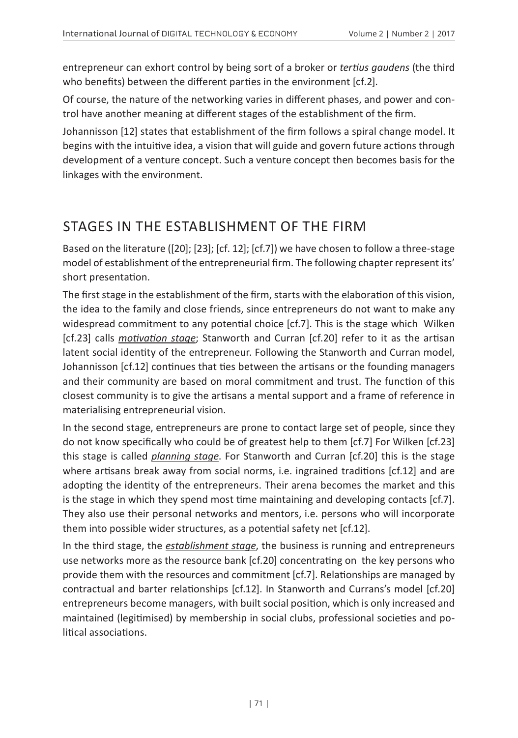entrepreneur can exhort control by being sort of a broker or *tertius gaudens* (the third who benefits) between the different parties in the environment [cf.2].

Of course, the nature of the networking varies in different phases, and power and control have another meaning at different stages of the establishment of the firm.

Johannisson [12] states that establishment of the firm follows a spiral change model. It begins with the intuitive idea, a vision that will guide and govern future actions through development of a venture concept. Such a venture concept then becomes basis for the linkages with the environment.

## STAGES IN THE ESTABLISHMENT OF THE FIRM

Based on the literature ([20]; [23]; [cf. 12]; [cf.7]) we have chosen to follow a three-stage model of establishment of the entrepreneurial firm. The following chapter represent its' short presentation.

The first stage in the establishment of the firm, starts with the elaboration of this vision, the idea to the family and close friends, since entrepreneurs do not want to make any widespread commitment to any potential choice [cf.7]. This is the stage which Wilken [cf.23] calls ***motivation stage***; Stanworth and Curran [cf.20] refer to it as the artisan latent social identity of the entrepreneur. Following the Stanworth and Curran model, Johannisson [cf.12] continues that ties between the artisans or the founding managers and their community are based on moral commitment and trust. The function of this closest community is to give the artisans a mental support and a frame of reference in materialising entrepreneurial vision.

In the second stage, entrepreneurs are prone to contact large set of people, since they do not know specifically who could be of greatest help to them [cf.7] For Wilken [cf.23] this stage is called ***planning stage***. For Stanworth and Curran [cf.20] this is the stage where artisans break away from social norms, i.e. ingrained traditions [cf.12] and are adopting the identity of the entrepreneurs. Their arena becomes the market and this is the stage in which they spend most time maintaining and developing contacts [cf.7]. They also use their personal networks and mentors, i.e. persons who will incorporate them into possible wider structures, as a potential safety net [cf.12].

In the third stage, the ***establishment stage***, the business is running and entrepreneurs use networks more as the resource bank [cf.20] concentrating on the key persons who provide them with the resources and commitment [cf.7]. Relationships are managed by contractual and barter relationships [cf.12]. In Stanworth and Currans's model [cf.20] entrepreneurs become managers, with built social position, which is only increased and maintained (legitimised) by membership in social clubs, professional societies and political associations.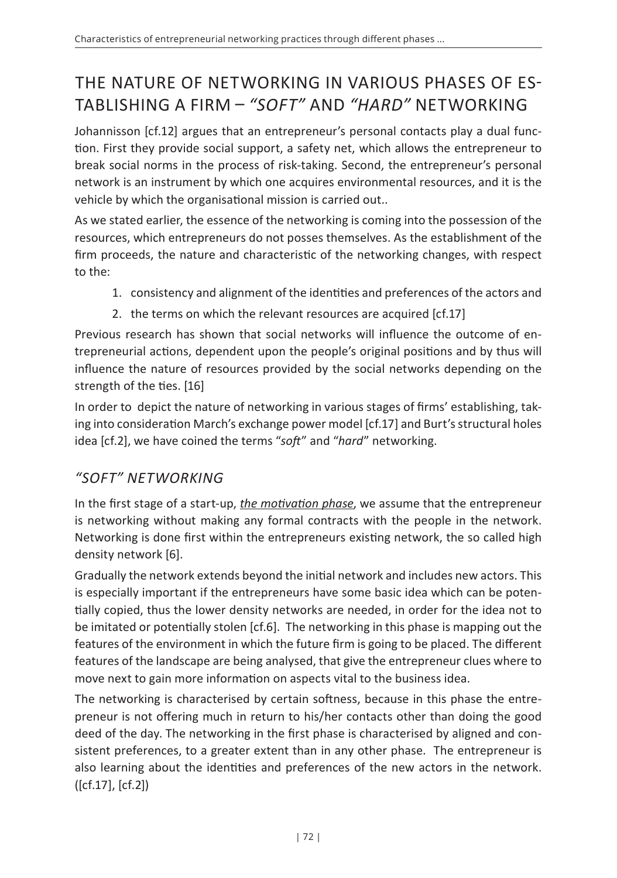## THE NATURE OF NETWORKING IN VARIOUS PHASES OF ESTABLISHING A FIRM – *"SOFT"* AND *"HARD"* NETWORKING

Johannisson [cf.12] argues that an entrepreneur's personal contacts play a dual function. First they provide social support, a safety net, which allows the entrepreneur to break social norms in the process of risk-taking. Second, the entrepreneur's personal network is an instrument by which one acquires environmental resources, and it is the vehicle by which the organisational mission is carried out..

As we stated earlier, the essence of the networking is coming into the possession of the resources, which entrepreneurs do not posses themselves. As the establishment of the firm proceeds, the nature and characteristic of the networking changes, with respect to the:

1. consistency and alignment of the identities and preferences of the actors and
2. the terms on which the relevant resources are acquired [cf.17]

Previous research has shown that social networks will influence the outcome of entrepreneurial actions, dependent upon the people's original positions and by thus will influence the nature of resources provided by the social networks depending on the strength of the ties. [16]

In order to depict the nature of networking in various stages of firms' establishing, taking into consideration March's exchange power model [cf.17] and Burt's structural holes idea [cf.2], we have coined the terms "*soft*" and "*hard*" networking.

### *"SOFT" NETWORKING*

In the first stage of a start-up, *the motivation phase*, we assume that the entrepreneur is networking without making any formal contracts with the people in the network. Networking is done first within the entrepreneurs existing network, the so called high density network [6].

Gradually the network extends beyond the initial network and includes new actors. This is especially important if the entrepreneurs have some basic idea which can be potentially copied, thus the lower density networks are needed, in order for the idea not to be imitated or potentially stolen [cf.6]. The networking in this phase is mapping out the features of the environment in which the future firm is going to be placed. The different features of the landscape are being analysed, that give the entrepreneur clues where to move next to gain more information on aspects vital to the business idea.

The networking is characterised by certain softness, because in this phase the entrepreneur is not offering much in return to his/her contacts other than doing the good deed of the day. The networking in the first phase is characterised by aligned and consistent preferences, to a greater extent than in any other phase. The entrepreneur is also learning about the identities and preferences of the new actors in the network. ([cf.17], [cf.2])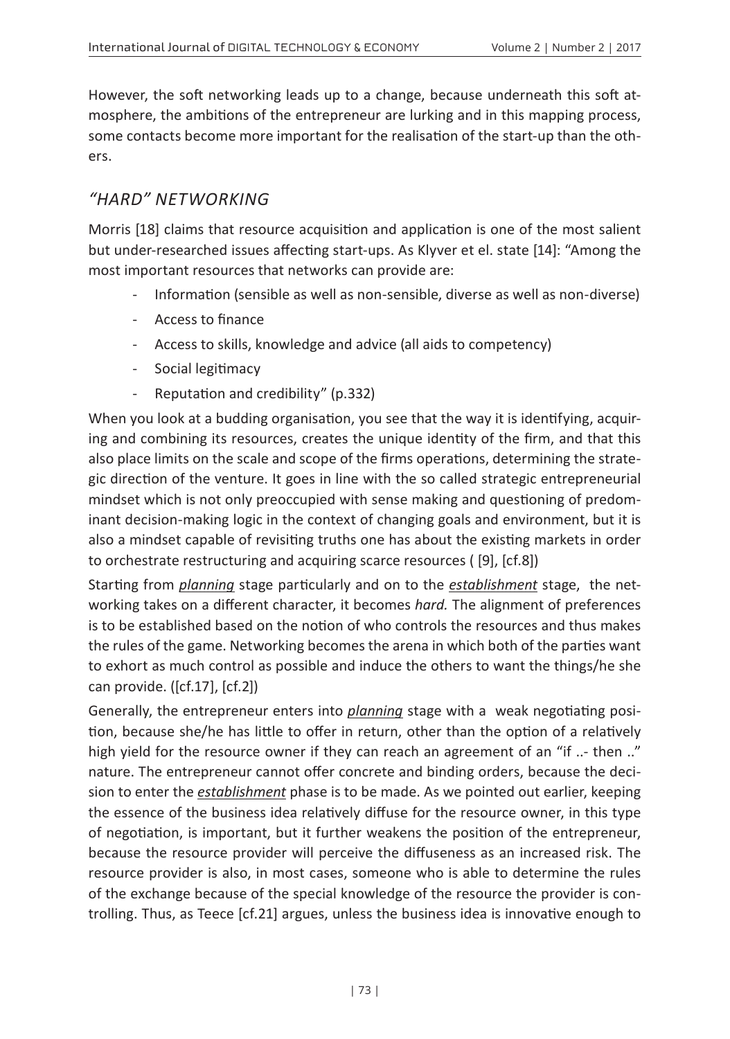However, the soft networking leads up to a change, because underneath this soft atmosphere, the ambitions of the entrepreneur are lurking and in this mapping process, some contacts become more important for the realisation of the start-up than the others.

## *"HARD" NETWORKING*

Morris [18] claims that resource acquisition and application is one of the most salient but under-researched issues affecting start-ups. As Klyver et el. state [14]: "Among the most important resources that networks can provide are:

- Information (sensible as well as non-sensible, diverse as well as non-diverse)
- Access to finance
- Access to skills, knowledge and advice (all aids to competency)
- Social legitimacy
- Reputation and credibility" (p.332)

When you look at a budding organisation, you see that the way it is identifying, acquiring and combining its resources, creates the unique identity of the firm, and that this also place limits on the scale and scope of the firms operations, determining the strategic direction of the venture. It goes in line with the so called strategic entrepreneurial mindset which is not only preoccupied with sense making and questioning of predominant decision-making logic in the context of changing goals and environment, but it is also a mindset capable of revisiting truths one has about the existing markets in order to orchestrate restructuring and acquiring scarce resources ( [9], [cf.8])

Starting from ***planning*** stage particularly and on to the ***establishment*** stage, the networking takes on a different character, it becomes *hard.* The alignment of preferences is to be established based on the notion of who controls the resources and thus makes the rules of the game. Networking becomes the arena in which both of the parties want to exhort as much control as possible and induce the others to want the things/he she can provide. ([cf.17], [cf.2])

Generally, the entrepreneur enters into ***planning*** stage with a weak negotiating position, because she/he has little to offer in return, other than the option of a relatively high yield for the resource owner if they can reach an agreement of an "if ..- then .." nature. The entrepreneur cannot offer concrete and binding orders, because the decision to enter the ***establishment*** phase is to be made. As we pointed out earlier, keeping the essence of the business idea relatively diffuse for the resource owner, in this type of negotiation, is important, but it further weakens the position of the entrepreneur, because the resource provider will perceive the diffuseness as an increased risk. The resource provider is also, in most cases, someone who is able to determine the rules of the exchange because of the special knowledge of the resource the provider is controlling. Thus, as Teece [cf.21] argues, unless the business idea is innovative enough to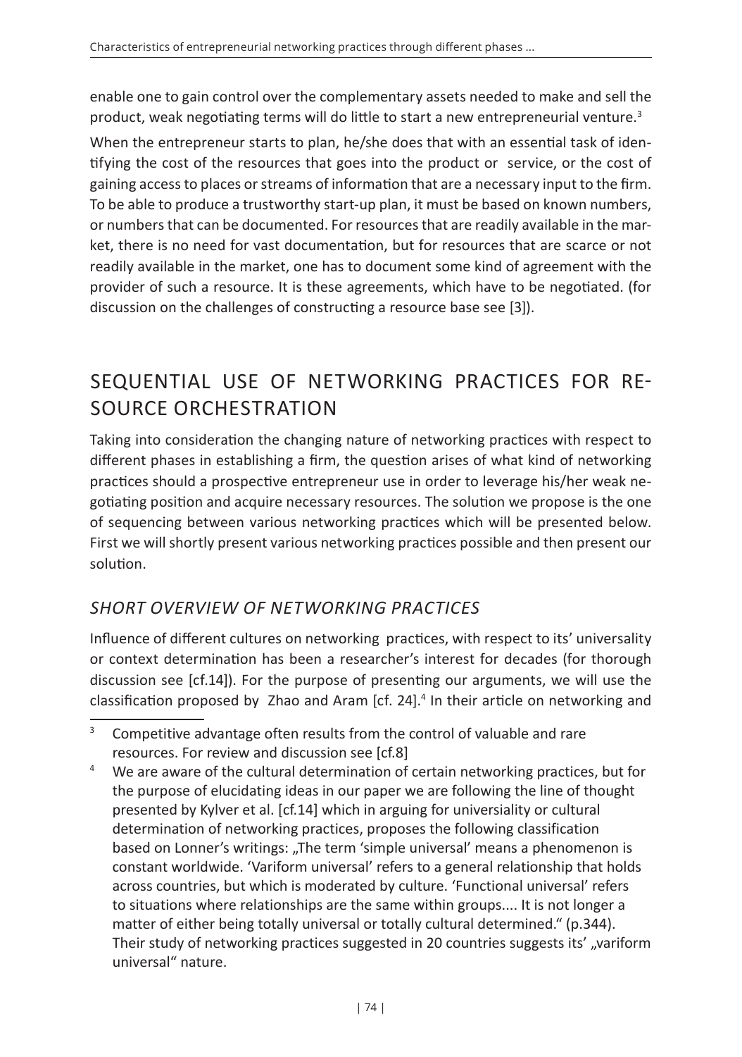enable one to gain control over the complementary assets needed to make and sell the product, weak negotiating terms will do little to start a new entrepreneurial venture.[3]

When the entrepreneur starts to plan, he/she does that with an essential task of identifying the cost of the resources that goes into the product or service, or the cost of gaining access to places or streams of information that are a necessary input to the firm. To be able to produce a trustworthy start-up plan, it must be based on known numbers, or numbers that can be documented. For resources that are readily available in the market, there is no need for vast documentation, but for resources that are scarce or not readily available in the market, one has to document some kind of agreement with the provider of such a resource. It is these agreements, which have to be negotiated. (for discussion on the challenges of constructing a resource base see [3]).

## SEQUENTIAL USE OF NETWORKING PRACTICES FOR RESOURCE ORCHESTRATION

Taking into consideration the changing nature of networking practices with respect to different phases in establishing a firm, the question arises of what kind of networking practices should a prospective entrepreneur use in order to leverage his/her weak negotiating position and acquire necessary resources. The solution we propose is the one of sequencing between various networking practices which will be presented below. First we will shortly present various networking practices possible and then present our solution.

### *SHORT OVERVIEW OF NETWORKING PRACTICES*

Influence of different cultures on networking practices, with respect to its' universality or context determination has been a researcher's interest for decades (for thorough discussion see [cf.14]). For the purpose of presenting our arguments, we will use the classification proposed by Zhao and Aram [cf. 24].[4] In their article on networking and

---

[3] Competitive advantage often results from the control of valuable and rare resources. For review and discussion see [cf.8]

[4] We are aware of the cultural determination of certain networking practices, but for the purpose of elucidating ideas in our paper we are following the line of thought presented by Kylver et al. [cf.14] which in arguing for universiality or cultural determination of networking practices, proposes the following classification based on Lonner's writings: „The term 'simple universal' means a phenomenon is constant worldwide. 'Variform universal' refers to a general relationship that holds across countries, but which is moderated by culture. 'Functional universal' refers to situations where relationships are the same within groups.... It is not longer a matter of either being totally universal or totally cultural determined." (p.344). Their study of networking practices suggested in 20 countries suggests its' „variform universal" nature.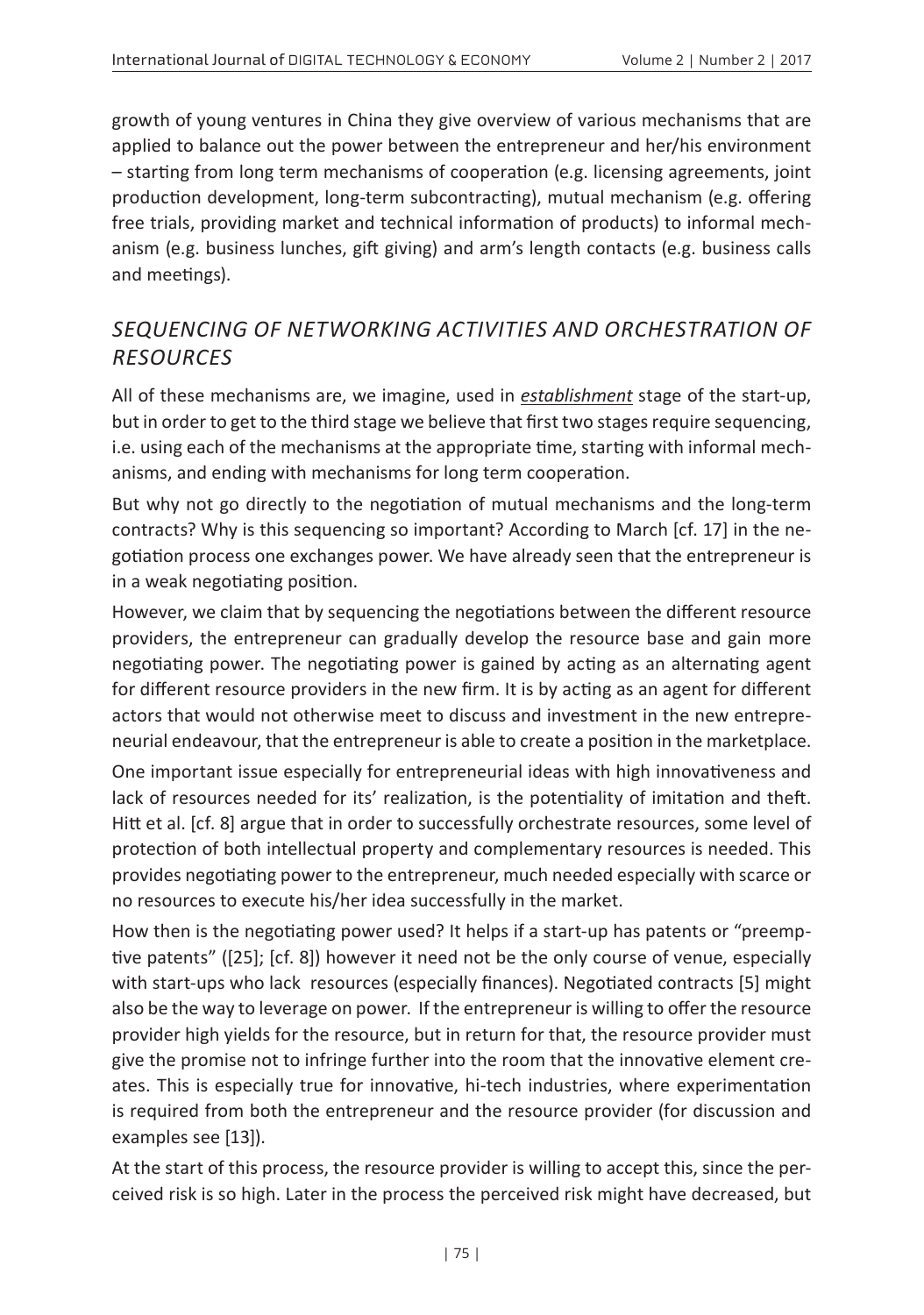growth of young ventures in China they give overview of various mechanisms that are applied to balance out the power between the entrepreneur and her/his environment – starting from long term mechanisms of cooperation (e.g. licensing agreements, joint production development, long-term subcontracting), mutual mechanism (e.g. offering free trials, providing market and technical information of products) to informal mechanism (e.g. business lunches, gift giving) and arm's length contacts (e.g. business calls and meetings).

## *SEQUENCING OF NETWORKING ACTIVITIES AND ORCHESTRATION OF RESOURCES*

All of these mechanisms are, we imagine, used in ***establishment*** stage of the start-up, but in order to get to the third stage we believe that first two stages require sequencing, i.e. using each of the mechanisms at the appropriate time, starting with informal mechanisms, and ending with mechanisms for long term cooperation.

But why not go directly to the negotiation of mutual mechanisms and the long-term contracts? Why is this sequencing so important? According to March [cf. 17] in the negotiation process one exchanges power. We have already seen that the entrepreneur is in a weak negotiating position.

However, we claim that by sequencing the negotiations between the different resource providers, the entrepreneur can gradually develop the resource base and gain more negotiating power. The negotiating power is gained by acting as an alternating agent for different resource providers in the new firm. It is by acting as an agent for different actors that would not otherwise meet to discuss and investment in the new entrepreneurial endeavour, that the entrepreneur is able to create a position in the marketplace.

One important issue especially for entrepreneurial ideas with high innovativeness and lack of resources needed for its' realization, is the potentiality of imitation and theft. Hitt et al. [cf. 8] argue that in order to successfully orchestrate resources, some level of protection of both intellectual property and complementary resources is needed. This provides negotiating power to the entrepreneur, much needed especially with scarce or no resources to execute his/her idea successfully in the market.

How then is the negotiating power used? It helps if a start-up has patents or "preemptive patents" ([25]; [cf. 8]) however it need not be the only course of venue, especially with start-ups who lack resources (especially finances). Negotiated contracts [5] might also be the way to leverage on power. If the entrepreneur is willing to offer the resource provider high yields for the resource, but in return for that, the resource provider must give the promise not to infringe further into the room that the innovative element creates. This is especially true for innovative, hi-tech industries, where experimentation is required from both the entrepreneur and the resource provider (for discussion and examples see [13]).

At the start of this process, the resource provider is willing to accept this, since the perceived risk is so high. Later in the process the perceived risk might have decreased, but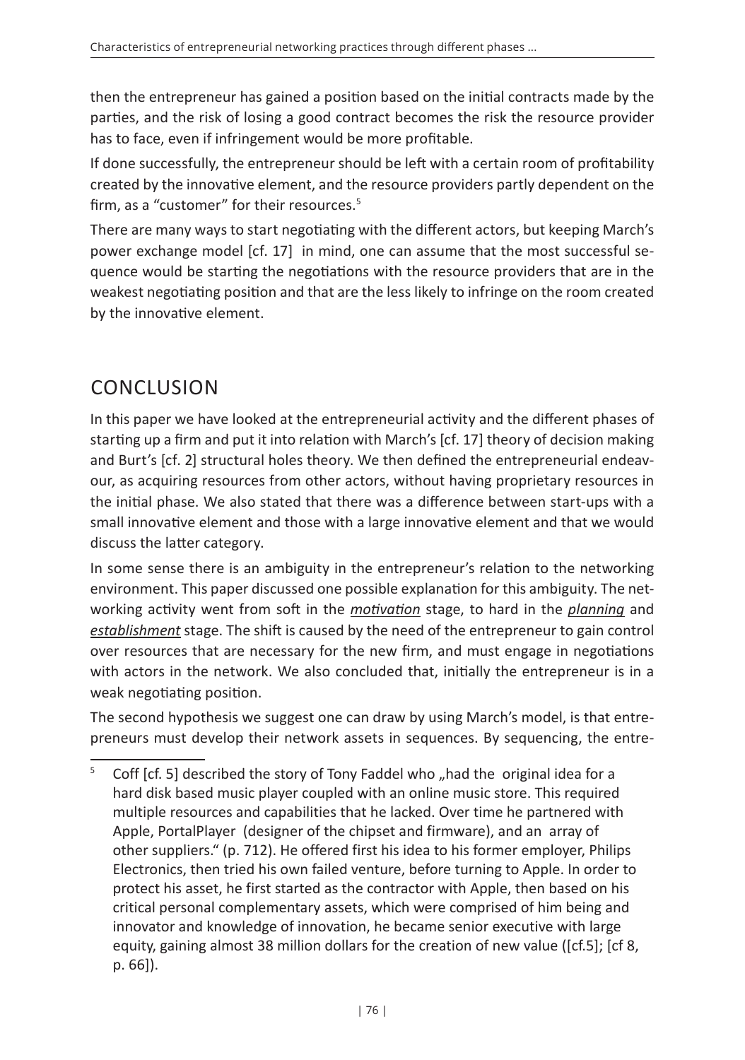then the entrepreneur has gained a position based on the initial contracts made by the parties, and the risk of losing a good contract becomes the risk the resource provider has to face, even if infringement would be more profitable.

If done successfully, the entrepreneur should be left with a certain room of profitability created by the innovative element, and the resource providers partly dependent on the firm, as a "customer" for their resources.[5]

There are many ways to start negotiating with the different actors, but keeping March's power exchange model [cf. 17] in mind, one can assume that the most successful sequence would be starting the negotiations with the resource providers that are in the weakest negotiating position and that are the less likely to infringe on the room created by the innovative element.

## CONCLUSION

In this paper we have looked at the entrepreneurial activity and the different phases of starting up a firm and put it into relation with March's [cf. 17] theory of decision making and Burt's [cf. 2] structural holes theory. We then defined the entrepreneurial endeavour, as acquiring resources from other actors, without having proprietary resources in the initial phase. We also stated that there was a difference between start-ups with a small innovative element and those with a large innovative element and that we would discuss the latter category.

In some sense there is an ambiguity in the entrepreneur's relation to the networking environment. This paper discussed one possible explanation for this ambiguity. The networking activity went from soft in the ***motivation*** stage, to hard in the ***planning*** and ***establishment*** stage. The shift is caused by the need of the entrepreneur to gain control over resources that are necessary for the new firm, and must engage in negotiations with actors in the network. We also concluded that, initially the entrepreneur is in a weak negotiating position.

The second hypothesis we suggest one can draw by using March's model, is that entrepreneurs must develop their network assets in sequences. By sequencing, the entre-

[5] Coff [cf. 5] described the story of Tony Faddel who „had the original idea for a hard disk based music player coupled with an online music store. This required multiple resources and capabilities that he lacked. Over time he partnered with Apple, PortalPlayer (designer of the chipset and firmware), and an array of other suppliers." (p. 712). He offered first his idea to his former employer, Philips Electronics, then tried his own failed venture, before turning to Apple. In order to protect his asset, he first started as the contractor with Apple, then based on his critical personal complementary assets, which were comprised of him being and innovator and knowledge of innovation, he became senior executive with large equity, gaining almost 38 million dollars for the creation of new value ([cf.5]; [cf 8, p. 66]).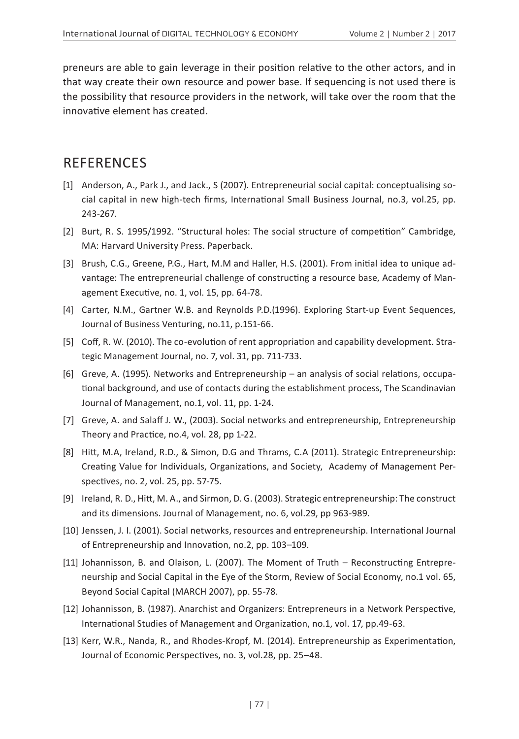preneurs are able to gain leverage in their position relative to the other actors, and in that way create their own resource and power base. If sequencing is not used there is the possibility that resource providers in the network, will take over the room that the innovative element has created.

## REFERENCES

[1] Anderson, A., Park J., and Jack., S (2007). Entrepreneurial social capital: conceptualising social capital in new high-tech firms, International Small Business Journal, no.3, vol.25, pp. 243-267.

[2] Burt, R. S. 1995/1992. "Structural holes: The social structure of competition" Cambridge, MA: Harvard University Press. Paperback.

[3] Brush, C.G., Greene, P.G., Hart, M.M and Haller, H.S. (2001). From initial idea to unique advantage: The entrepreneurial challenge of constructing a resource base, Academy of Management Executive, no. 1, vol. 15, pp. 64-78.

[4] Carter, N.M., Gartner W.B. and Reynolds P.D.(1996). Exploring Start-up Event Sequences, Journal of Business Venturing, no.11, p.151-66.

[5] Coff, R. W. (2010). The co-evolution of rent appropriation and capability development. Strategic Management Journal, no. 7, vol. 31, pp. 711-733.

[6] Greve, A. (1995). Networks and Entrepreneurship – an analysis of social relations, occupational background, and use of contacts during the establishment process, The Scandinavian Journal of Management, no.1, vol. 11, pp. 1-24.

[7] Greve, A. and Salaff J. W., (2003). Social networks and entrepreneurship, Entrepreneurship Theory and Practice, no.4, vol. 28, pp 1-22.

[8] Hitt, M.A, Ireland, R.D., & Simon, D.G and Thrams, C.A (2011). Strategic Entrepreneurship: Creating Value for Individuals, Organizations, and Society, Academy of Management Perspectives, no. 2, vol. 25, pp. 57-75.

[9] Ireland, R. D., Hitt, M. A., and Sirmon, D. G. (2003). Strategic entrepreneurship: The construct and its dimensions. Journal of Management, no. 6, vol.29, pp 963-989.

[10] Jenssen, J. I. (2001). Social networks, resources and entrepreneurship. International Journal of Entrepreneurship and Innovation, no.2, pp. 103–109.

[11] Johannisson, B. and Olaison, L. (2007). The Moment of Truth – Reconstructing Entrepreneurship and Social Capital in the Eye of the Storm, Review of Social Economy, no.1 vol. 65, Beyond Social Capital (MARCH 2007), pp. 55-78.

[12] Johannisson, B. (1987). Anarchist and Organizers: Entrepreneurs in a Network Perspective, International Studies of Management and Organization, no.1, vol. 17, pp.49-63.

[13] Kerr, W.R., Nanda, R., and Rhodes-Kropf, M. (2014). Entrepreneurship as Experimentation, Journal of Economic Perspectives, no. 3, vol.28, pp. 25–48.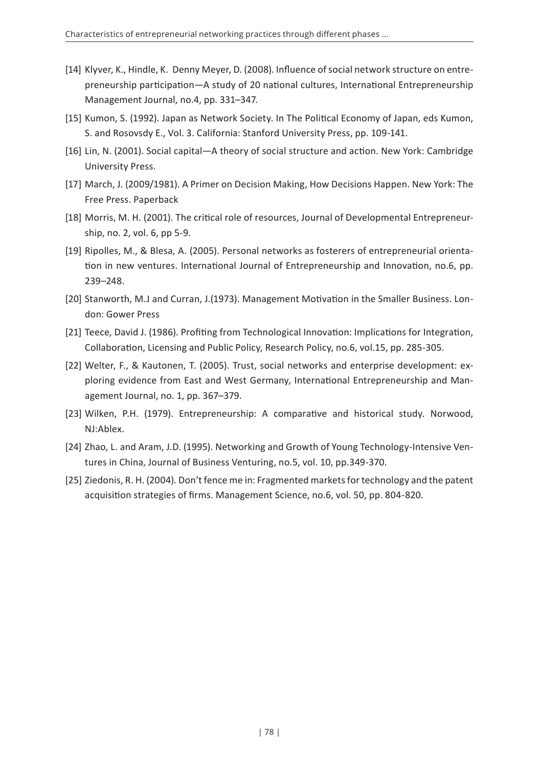[14] Klyver, K., Hindle, K. Denny Meyer, D. (2008). Influence of social network structure on entrepreneurship participation—A study of 20 national cultures, International Entrepreneurship Management Journal, no.4, pp. 331–347.

[15] Kumon, S. (1992). Japan as Network Society. In The Political Economy of Japan, eds Kumon, S. and Rosovsdy E., Vol. 3. California: Stanford University Press, pp. 109-141.

[16] Lin, N. (2001). Social capital—A theory of social structure and action. New York: Cambridge University Press.

[17] March, J. (2009/1981). A Primer on Decision Making, How Decisions Happen. New York: The Free Press. Paperback

[18] Morris, M. H. (2001). The critical role of resources, Journal of Developmental Entrepreneurship, no. 2, vol. 6, pp 5-9.

[19] Ripolles, M., & Blesa, A. (2005). Personal networks as fosterers of entrepreneurial orientation in new ventures. International Journal of Entrepreneurship and Innovation, no.6, pp. 239–248.

[20] Stanworth, M.J and Curran, J.(1973). Management Motivation in the Smaller Business. London: Gower Press

[21] Teece, David J. (1986). Profiting from Technological Innovation: Implications for Integration, Collaboration, Licensing and Public Policy, Research Policy, no.6, vol.15, pp. 285-305.

[22] Welter, F., & Kautonen, T. (2005). Trust, social networks and enterprise development: exploring evidence from East and West Germany, International Entrepreneurship and Management Journal, no. 1, pp. 367–379.

[23] Wilken, P.H. (1979). Entrepreneurship: A comparative and historical study. Norwood, NJ:Ablex.

[24] Zhao, L. and Aram, J.D. (1995). Networking and Growth of Young Technology-Intensive Ventures in China, Journal of Business Venturing, no.5, vol. 10, pp.349-370.

[25] Ziedonis, R. H. (2004). Don't fence me in: Fragmented markets for technology and the patent acquisition strategies of firms. Management Science, no.6, vol. 50, pp. 804-820.